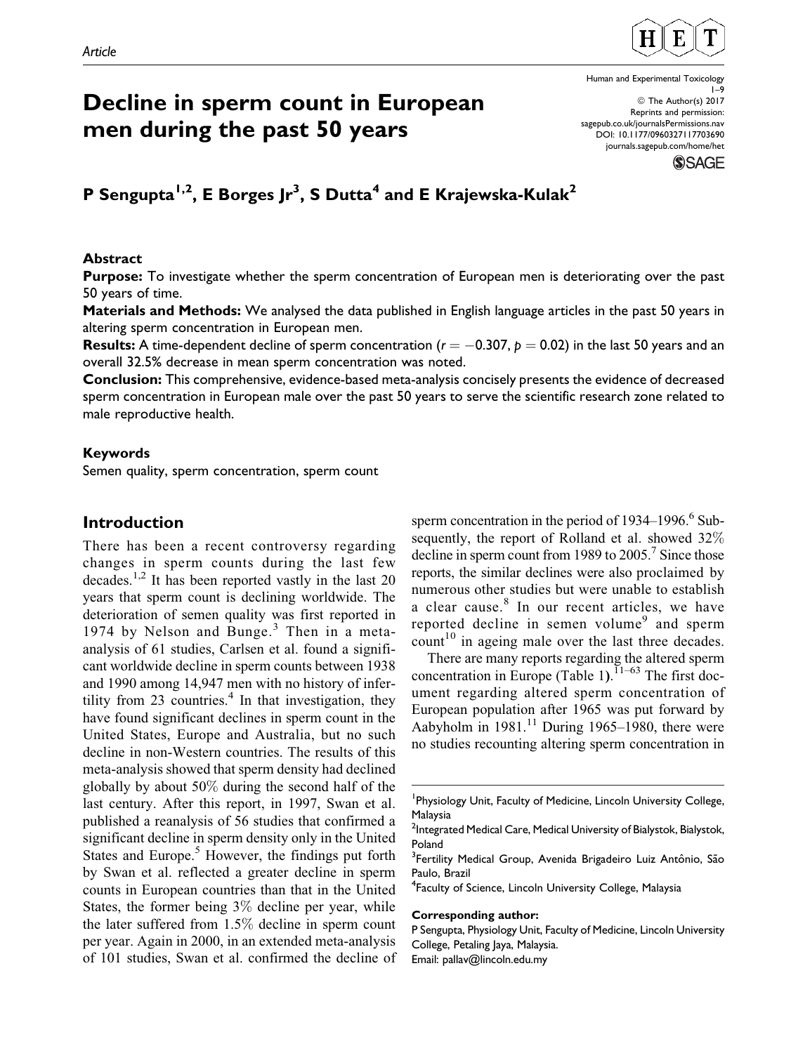Article

# Decline in sperm count in European men during the past 50 years

Human and Experimental Toxicology
1–9
© The Author(s) 2017
Reprints and permission: sagepub.co.uk/journalsPermissions.nav
DOI: 10.1177/0960327117703690
journals.sagepub.com/home/het

**P Sengupta[1,2], E Borges Jr[3], S Dutta[4] and E Krajewska-Kulak[2]**

### Abstract

**Purpose:** To investigate whether the sperm concentration of European men is deteriorating over the past 50 years of time.

**Materials and Methods:** We analysed the data published in English language articles in the past 50 years in altering sperm concentration in European men.

**Results:** A time-dependent decline of sperm concentration ($r = -0.307$, $p = 0.02$) in the last 50 years and an overall 32.5% decrease in mean sperm concentration was noted.

**Conclusion:** This comprehensive, evidence-based meta-analysis concisely presents the evidence of decreased sperm concentration in European male over the past 50 years to serve the scientific research zone related to male reproductive health.

### Keywords

Semen quality, sperm concentration, sperm count

## Introduction

There has been a recent controversy regarding changes in sperm counts during the last few decades.[1,2] It has been reported vastly in the last 20 years that sperm count is declining worldwide. The deterioration of semen quality was first reported in 1974 by Nelson and Bunge.[3] Then in a meta-analysis of 61 studies, Carlsen et al. found a significant worldwide decline in sperm counts between 1938 and 1990 among 14,947 men with no history of infertility from 23 countries.[4] In that investigation, they have found significant declines in sperm count in the United States, Europe and Australia, but no such decline in non-Western countries. The results of this meta-analysis showed that sperm density had declined globally by about 50% during the second half of the last century. After this report, in 1997, Swan et al. published a reanalysis of 56 studies that confirmed a significant decline in sperm density only in the United States and Europe.[5] However, the findings put forth by Swan et al. reflected a greater decline in sperm counts in European countries than that in the United States, the former being 3% decline per year, while the later suffered from 1.5% decline in sperm count per year. Again in 2000, in an extended meta-analysis of 101 studies, Swan et al. confirmed the decline of sperm concentration in the period of 1934–1996.[6] Subsequently, the report of Rolland et al. showed 32% decline in sperm count from 1989 to 2005.[7] Since those reports, the similar declines were also proclaimed by numerous other studies but were unable to establish a clear cause.[8] In our recent articles, we have reported decline in semen volume[9] and sperm count[10] in ageing male over the last three decades.

There are many reports regarding the altered sperm concentration in Europe (Table 1).[11–63] The first document regarding altered sperm concentration of European population after 1965 was put forward by Aabyholm in 1981.[11] During 1965–1980, there were no studies recounting altering sperm concentration in

[1] Physiology Unit, Faculty of Medicine, Lincoln University College, Malaysia
[2] Integrated Medical Care, Medical University of Bialystok, Bialystok, Poland
[3] Fertility Medical Group, Avenida Brigadeiro Luiz Antônio, São Paulo, Brazil
[4] Faculty of Science, Lincoln University College, Malaysia

**Corresponding author:**
P Sengupta, Physiology Unit, Faculty of Medicine, Lincoln University College, Petaling Jaya, Malaysia.
Email: pallav@lincoln.edu.my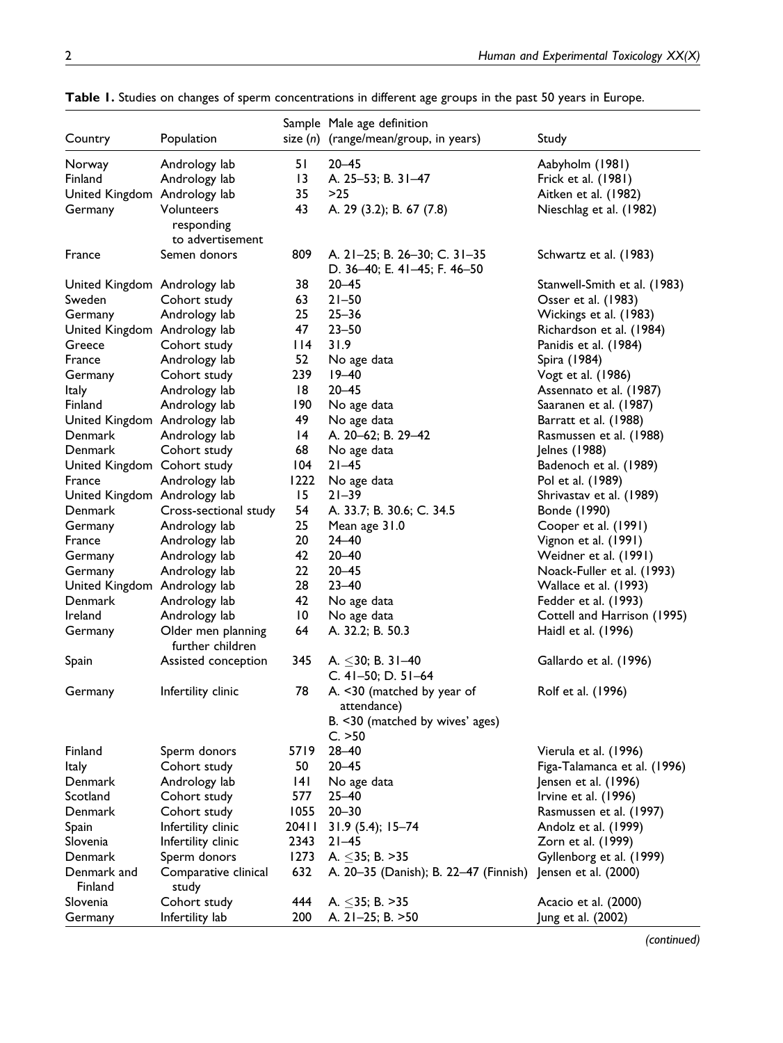**Table 1.** Studies on changes of sperm concentrations in different age groups in the past 50 years in Europe.

| Country | Population | Sample size (n) | Male age definition (range/mean/group, in years) | Study |
|---|---|---|---|---|
| Norway | Andrology lab | 51 | 20–45 | Aabyholm (1981) |
| Finland | Andrology lab | 13 | A. 25–53; B. 31–47 | Frick et al. (1981) |
| United Kingdom | Andrology lab | 35 | >25 | Aitken et al. (1982) |
| Germany | Volunteers responding to advertisement | 43 | A. 29 (3.2); B. 67 (7.8) | Nieschlag et al. (1982) |
| France | Semen donors | 809 | A. 21–25; B. 26–30; C. 31–35 D. 36–40; E. 41–45; F. 46–50 | Schwartz et al. (1983) |
| United Kingdom | Andrology lab | 38 | 20–45 | Stanwell-Smith et al. (1983) |
| Sweden | Cohort study | 63 | 21–50 | Osser et al. (1983) |
| Germany | Andrology lab | 25 | 25–36 | Wickings et al. (1983) |
| United Kingdom | Andrology lab | 47 | 23–50 | Richardson et al. (1984) |
| Greece | Cohort study | 114 | 31.9 | Panidis et al. (1984) |
| France | Andrology lab | 52 | No age data | Spira (1984) |
| Germany | Cohort study | 239 | 19–40 | Vogt et al. (1986) |
| Italy | Andrology lab | 18 | 20–45 | Assennato et al. (1987) |
| Finland | Andrology lab | 190 | No age data | Saaranen et al. (1987) |
| United Kingdom | Andrology lab | 49 | No age data | Barratt et al. (1988) |
| Denmark | Andrology lab | 14 | A. 20–62; B. 29–42 | Rasmussen et al. (1988) |
| Denmark | Cohort study | 68 | No age data | Jelnes (1988) |
| United Kingdom | Cohort study | 104 | 21–45 | Badenoch et al. (1989) |
| France | Andrology lab | 1222 | No age data | Pol et al. (1989) |
| United Kingdom | Andrology lab | 15 | 21–39 | Shrivastav et al. (1989) |
| Denmark | Cross-sectional study | 54 | A. 33.7; B. 30.6; C. 34.5 | Bonde (1990) |
| Germany | Andrology lab | 25 | Mean age 31.0 | Cooper et al. (1991) |
| France | Andrology lab | 20 | 24–40 | Vignon et al. (1991) |
| Germany | Andrology lab | 42 | 20–40 | Weidner et al. (1991) |
| Germany | Andrology lab | 22 | 20–45 | Noack-Fuller et al. (1993) |
| United Kingdom | Andrology lab | 28 | 23–40 | Wallace et al. (1993) |
| Denmark | Andrology lab | 42 | No age data | Fedder et al. (1993) |
| Ireland | Andrology lab | 10 | No age data | Cottell and Harrison (1995) |
| Germany | Older men planning further children | 64 | A. 32.2; B. 50.3 | Haidl et al. (1996) |
| Spain | Assisted conception | 345 | A. ≤30; B. 31–40 C. 41–50; D. 51–64 | Gallardo et al. (1996) |
| Germany | Infertility clinic | 78 | A. <30 (matched by year of attendance) B. <30 (matched by wives' ages) C. >50 | Rolf et al. (1996) |
| Finland | Sperm donors | 5719 | 28–40 | Vierula et al. (1996) |
| Italy | Cohort study | 50 | 20–45 | Figa-Talamanca et al. (1996) |
| Denmark | Andrology lab | 141 | No age data | Jensen et al. (1996) |
| Scotland | Cohort study | 577 | 25–40 | Irvine et al. (1996) |
| Denmark | Cohort study | 1055 | 20–30 | Rasmussen et al. (1997) |
| Spain | Infertility clinic | 20411 | 31.9 (5.4); 15–74 | Andolz et al. (1999) |
| Slovenia | Infertility clinic | 2343 | 21–45 | Zorn et al. (1999) |
| Denmark | Sperm donors | 1273 | A. ≤35; B. >35 | Gyllenborg et al. (1999) |
| Denmark and Finland | Comparative clinical study | 632 | A. 20–35 (Danish); B. 22–47 (Finnish) | Jensen et al. (2000) |
| Slovenia | Cohort study | 444 | A. ≤35; B. >35 | Acacio et al. (2000) |
| Germany | Infertility lab | 200 | A. 21–25; B. >50 | Jung et al. (2002) |

*(continued)*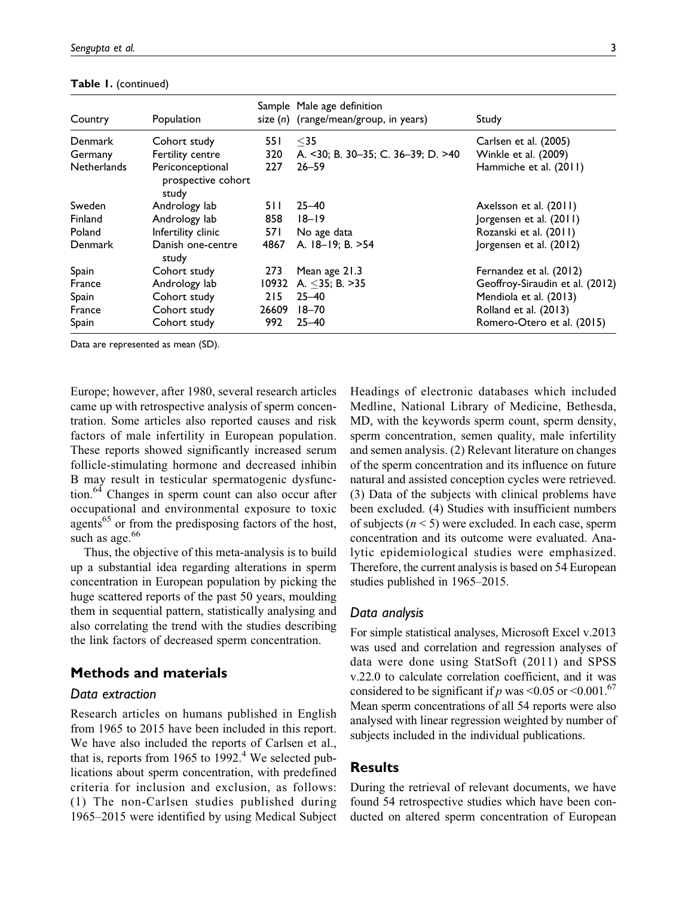**Table 1.** (continued)

| Country | Population | Sample size ($n$) | Male age definition (range/mean/group, in years) | Study |
|---|---|---|---|---|
| Denmark | Cohort study | 551 | ≤35 | Carlsen et al. (2005) |
| Germany | Fertility centre | 320 | A. <30; B. 30–35; C. 36–39; D. >40 | Winkle et al. (2009) |
| Netherlands | Periconceptional prospective cohort study | 227 | 26–59 | Hammiche et al. (2011) |
| Sweden | Andrology lab | 511 | 25–40 | Axelsson et al. (2011) |
| Finland | Andrology lab | 858 | 18–19 | Jorgensen et al. (2011) |
| Poland | Infertility clinic | 571 | No age data | Rozanski et al. (2011) |
| Denmark | Danish one-centre study | 4867 | A. 18–19; B. >54 | Jorgensen et al. (2012) |
| Spain | Cohort study | 273 | Mean age 21.3 | Fernandez et al. (2012) |
| France | Andrology lab | 10932 | A. ≤35; B. >35 | Geoffroy-Siraudin et al. (2012) |
| Spain | Cohort study | 215 | 25–40 | Mendiola et al. (2013) |
| France | Cohort study | 26609 | 18–70 | Rolland et al. (2013) |
| Spain | Cohort study | 992 | 25–40 | Romero-Otero et al. (2015) |

Data are represented as mean (SD).

Europe; however, after 1980, several research articles came up with retrospective analysis of sperm concentration. Some articles also reported causes and risk factors of male infertility in European population. These reports showed significantly increased serum follicle-stimulating hormone and decreased inhibin B may result in testicular spermatogenic dysfunction.[64] Changes in sperm count can also occur after occupational and environmental exposure to toxic agents[65] or from the predisposing factors of the host, such as age.[66]

Thus, the objective of this meta-analysis is to build up a substantial idea regarding alterations in sperm concentration in European population by picking the huge scattered reports of the past 50 years, moulding them in sequential pattern, statistically analysing and also correlating the trend with the studies describing the link factors of decreased sperm concentration.

## Methods and materials

### Data extraction

Research articles on humans published in English from 1965 to 2015 have been included in this report. We have also included the reports of Carlsen et al., that is, reports from 1965 to 1992.[4] We selected publications about sperm concentration, with predefined criteria for inclusion and exclusion, as follows: (1) The non-Carlsen studies published during 1965–2015 were identified by using Medical Subject Headings of electronic databases which included Medline, National Library of Medicine, Bethesda, MD, with the keywords sperm count, sperm density, sperm concentration, semen quality, male infertility and semen analysis. (2) Relevant literature on changes of the sperm concentration and its influence on future natural and assisted conception cycles were retrieved. (3) Data of the subjects with clinical problems have been excluded. (4) Studies with insufficient numbers of subjects ($n < 5$) were excluded. In each case, sperm concentration and its outcome were evaluated. Analytic epidemiological studies were emphasized. Therefore, the current analysis is based on 54 European studies published in 1965–2015.

### Data analysis

For simple statistical analyses, Microsoft Excel v.2013 was used and correlation and regression analyses of data were done using StatSoft (2011) and SPSS v.22.0 to calculate correlation coefficient, and it was considered to be significant if $p$ was <0.05 or <0.001.[67] Mean sperm concentrations of all 54 reports were also analysed with linear regression weighted by number of subjects included in the individual publications.

## Results

During the retrieval of relevant documents, we have found 54 retrospective studies which have been conducted on altered sperm concentration of European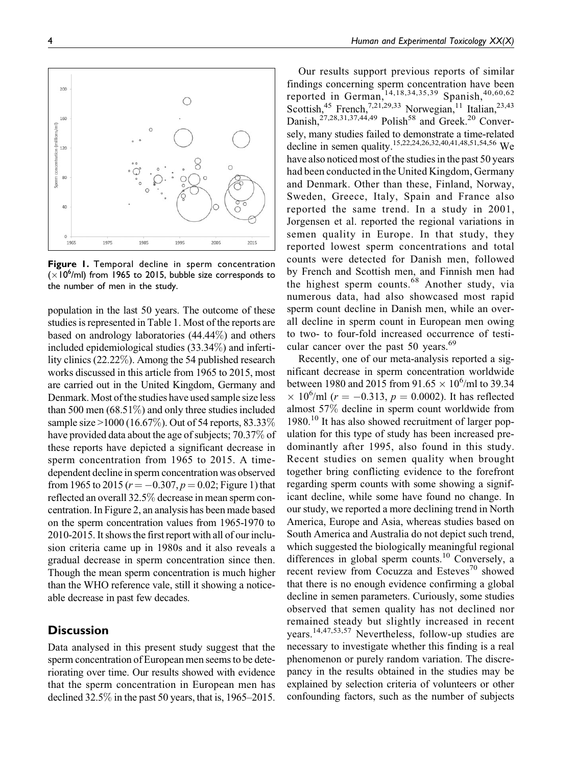Figure 1. Temporal decline in sperm concentration ($\times 10^6$/ml) from 1965 to 2015, bubble size corresponds to the number of men in the study.

population in the last 50 years. The outcome of these studies is represented in Table 1. Most of the reports are based on andrology laboratories (44.44%) and others included epidemiological studies (33.34%) and infertility clinics (22.22%). Among the 54 published research works discussed in this article from 1965 to 2015, most are carried out in the United Kingdom, Germany and Denmark. Most of the studies have used sample size less than 500 men (68.51%) and only three studies included sample size >1000 (16.67%). Out of 54 reports, 83.33% have provided data about the age of subjects; 70.37% of these reports have depicted a significant decrease in sperm concentration from 1965 to 2015. A time-dependent decline in sperm concentration was observed from 1965 to 2015 ($r = -0.307$, $p = 0.02$; Figure 1) that reflected an overall 32.5% decrease in mean sperm concentration. In Figure 2, an analysis has been made based on the sperm concentration values from 1965-1970 to 2010-2015. It shows the first report with all of our inclusion criteria came up in 1980s and it also reveals a gradual decrease in sperm concentration since then. Though the mean sperm concentration is much higher than the WHO reference vale, still it showing a noticeable decrease in past few decades.

## Discussion

Data analysed in this present study suggest that the sperm concentration of European men seems to be deteriorating over time. Our results showed with evidence that the sperm concentration in European men has declined 32.5% in the past 50 years, that is, 1965–2015.

Our results support previous reports of similar findings concerning sperm concentration have been reported in German,[14,18,34,35,39] Spanish,[40,60,62] Scottish,[45] French,[7,21,29,33] Norwegian,[11] Italian,[23,43] Danish,[27,28,31,37,44,49] Polish[58] and Greek.[20] Conversely, many studies failed to demonstrate a time-related decline in semen quality.[15,22,24,26,32,40,41,48,51,54,56] We have also noticed most of the studies in the past 50 years had been conducted in the United Kingdom, Germany and Denmark. Other than these, Finland, Norway, Sweden, Greece, Italy, Spain and France also reported the same trend. In a study in 2001, Jorgensen et al. reported the regional variations in semen quality in Europe. In that study, they reported lowest sperm concentrations and total counts were detected for Danish men, followed by French and Scottish men, and Finnish men had the highest sperm counts.[68] Another study, via numerous data, had also showcased most rapid sperm count decline in Danish men, while an overall decline in sperm count in European men owing to two- to four-fold increased occurrence of testicular cancer over the past 50 years.[69]

Recently, one of our meta-analysis reported a significant decrease in sperm concentration worldwide between 1980 and 2015 from $91.65 \times 10^6$/ml to $39.34 \times 10^6$/ml ($r = -0.313$, $p = 0.0002$). It has reflected almost 57% decline in sperm count worldwide from 1980.[10] It has also showed recruitment of larger population for this type of study has been increased predominantly after 1995, also found in this study. Recent studies on semen quality when brought together bring conflicting evidence to the forefront regarding sperm counts with some showing a significant decline, while some have found no change. In our study, we reported a more declining trend in North America, Europe and Asia, whereas studies based on South America and Australia do not depict such trend, which suggested the biologically meaningful regional differences in global sperm counts.[10] Conversely, a recent review from Cocuzza and Esteves[70] showed that there is no enough evidence confirming a global decline in semen parameters. Curiously, some studies observed that semen quality has not declined nor remained steady but slightly increased in recent years.[14,47,53,57] Nevertheless, follow-up studies are necessary to investigate whether this finding is a real phenomenon or purely random variation. The discrepancy in the results obtained in the studies may be explained by selection criteria of volunteers or other confounding factors, such as the number of subjects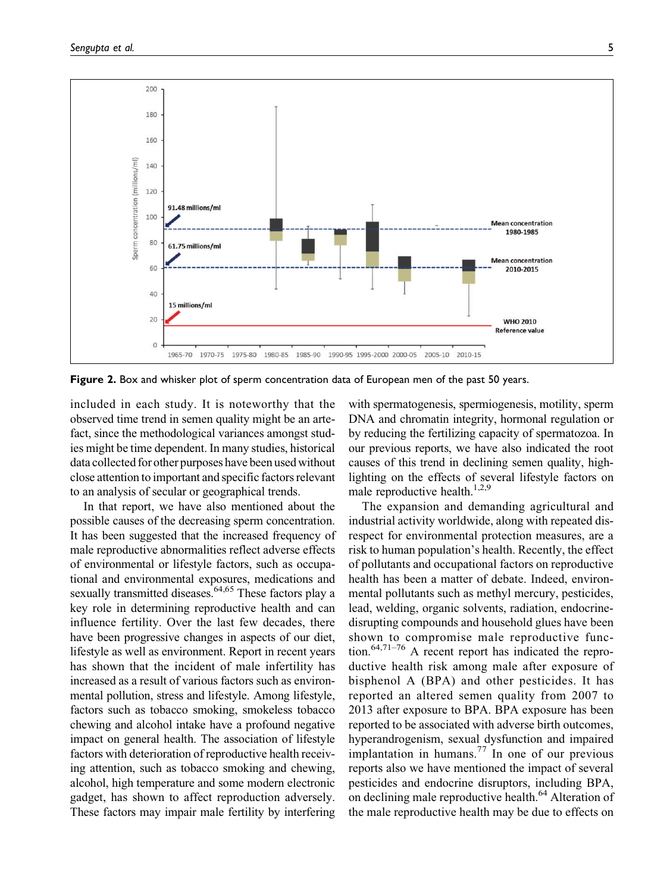**Figure 2.** Box and whisker plot of sperm concentration data of European men of the past 50 years.

included in each study. It is noteworthy that the observed time trend in semen quality might be an artefact, since the methodological variances amongst studies might be time dependent. In many studies, historical data collected for other purposes have been used without close attention to important and specific factors relevant to an analysis of secular or geographical trends.

In that report, we have also mentioned about the possible causes of the decreasing sperm concentration. It has been suggested that the increased frequency of male reproductive abnormalities reflect adverse effects of environmental or lifestyle factors, such as occupational and environmental exposures, medications and sexually transmitted diseases.[64,65] These factors play a key role in determining reproductive health and can influence fertility. Over the last few decades, there have been progressive changes in aspects of our diet, lifestyle as well as environment. Report in recent years has shown that the incident of male infertility has increased as a result of various factors such as environmental pollution, stress and lifestyle. Among lifestyle, factors such as tobacco smoking, smokeless tobacco chewing and alcohol intake have a profound negative impact on general health. The association of lifestyle factors with deterioration of reproductive health receiving attention, such as tobacco smoking and chewing, alcohol, high temperature and some modern electronic gadget, has shown to affect reproduction adversely. These factors may impair male fertility by interfering with spermatogenesis, spermiogenesis, motility, sperm DNA and chromatin integrity, hormonal regulation or by reducing the fertilizing capacity of spermatozoa. In our previous reports, we have also indicated the root causes of this trend in declining semen quality, highlighting on the effects of several lifestyle factors on male reproductive health.[1,2,9]

The expansion and demanding agricultural and industrial activity worldwide, along with repeated disrespect for environmental protection measures, are a risk to human population's health. Recently, the effect of pollutants and occupational factors on reproductive health has been a matter of debate. Indeed, environmental pollutants such as methyl mercury, pesticides, lead, welding, organic solvents, radiation, endocrine-disrupting compounds and household glues have been shown to compromise male reproductive function.[64,71–76] A recent report has indicated the reproductive health risk among male after exposure of bisphenol A (BPA) and other pesticides. It has reported an altered semen quality from 2007 to 2013 after exposure to BPA. BPA exposure has been reported to be associated with adverse birth outcomes, hyperandrogenism, sexual dysfunction and impaired implantation in humans.[77] In one of our previous reports also we have mentioned the impact of several pesticides and endocrine disruptors, including BPA, on declining male reproductive health.[64] Alteration of the male reproductive health may be due to effects on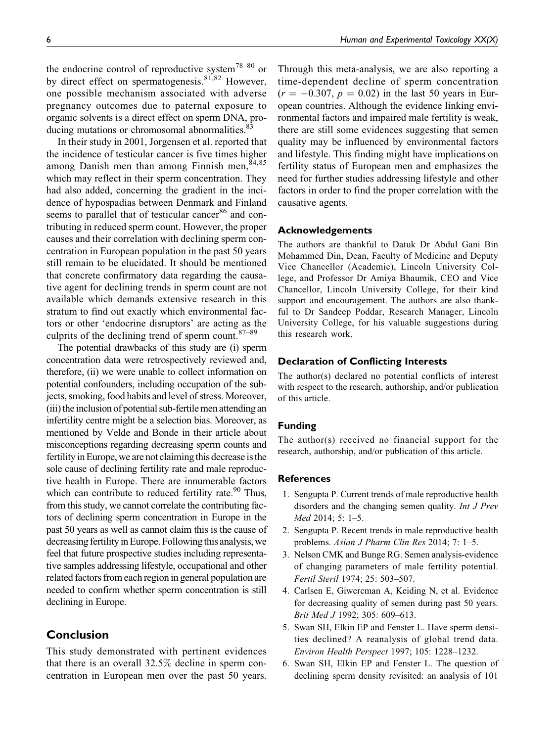the endocrine control of reproductive system[78–80] or by direct effect on spermatogenesis.[81,82] However, one possible mechanism associated with adverse pregnancy outcomes due to paternal exposure to organic solvents is a direct effect on sperm DNA, producing mutations or chromosomal abnormalities.[83]

In their study in 2001, Jorgensen et al. reported that the incidence of testicular cancer is five times higher among Danish men than among Finnish men,[84,85] which may reflect in their sperm concentration. They had also added, concerning the gradient in the incidence of hypospadias between Denmark and Finland seems to parallel that of testicular cancer[86] and contributing in reduced sperm count. However, the proper causes and their correlation with declining sperm concentration in European population in the past 50 years still remain to be elucidated. It should be mentioned that concrete confirmatory data regarding the causative agent for declining trends in sperm count are not available which demands extensive research in this stratum to find out exactly which environmental factors or other 'endocrine disruptors' are acting as the culprits of the declining trend of sperm count.[87–89]

The potential drawbacks of this study are (i) sperm concentration data were retrospectively reviewed and, therefore, (ii) we were unable to collect information on potential confounders, including occupation of the subjects, smoking, food habits and level of stress. Moreover, (iii) the inclusion of potential sub-fertile men attending an infertility centre might be a selection bias. Moreover, as mentioned by Velde and Bonde in their article about misconceptions regarding decreasing sperm counts and fertility in Europe, we are not claiming this decrease is the sole cause of declining fertility rate and male reproductive health in Europe. There are innumerable factors which can contribute to reduced fertility rate.[90] Thus, from this study, we cannot correlate the contributing factors of declining sperm concentration in Europe in the past 50 years as well as cannot claim this is the cause of decreasing fertility in Europe. Following this analysis, we feel that future prospective studies including representative samples addressing lifestyle, occupational and other related factors from each region in general population are needed to confirm whether sperm concentration is still declining in Europe.

## Conclusion

This study demonstrated with pertinent evidences that there is an overall 32.5% decline in sperm concentration in European men over the past 50 years. Through this meta-analysis, we are also reporting a time-dependent decline of sperm concentration ($r = -0.307$, $p = 0.02$) in the last 50 years in European countries. Although the evidence linking environmental factors and impaired male fertility is weak, there are still some evidences suggesting that semen quality may be influenced by environmental factors and lifestyle. This finding might have implications on fertility status of European men and emphasizes the need for further studies addressing lifestyle and other factors in order to find the proper correlation with the causative agents.

### Acknowledgements

The authors are thankful to Datuk Dr Abdul Gani Bin Mohammed Din, Dean, Faculty of Medicine and Deputy Vice Chancellor (Academic), Lincoln University College, and Professor Dr Amiya Bhaumik, CEO and Vice Chancellor, Lincoln University College, for their kind support and encouragement. The authors are also thankful to Dr Sandeep Poddar, Research Manager, Lincoln University College, for his valuable suggestions during this research work.

### Declaration of Conflicting Interests

The author(s) declared no potential conflicts of interest with respect to the research, authorship, and/or publication of this article.

### Funding

The author(s) received no financial support for the research, authorship, and/or publication of this article.

### References

1. Sengupta P. Current trends of male reproductive health disorders and the changing semen quality. *Int J Prev Med* 2014; 5: 1–5.
2. Sengupta P. Recent trends in male reproductive health problems. *Asian J Pharm Clin Res* 2014; 7: 1–5.
3. Nelson CMK and Bunge RG. Semen analysis-evidence of changing parameters of male fertility potential. *Fertil Steril* 1974; 25: 503–507.
4. Carlsen E, Giwercman A, Keiding N, et al. Evidence for decreasing quality of semen during past 50 years. *Brit Med J* 1992; 305: 609–613.
5. Swan SH, Elkin EP and Fenster L. Have sperm densities declined? A reanalysis of global trend data. *Environ Health Perspect* 1997; 105: 1228–1232.
6. Swan SH, Elkin EP and Fenster L. The question of declining sperm density revisited: an analysis of 101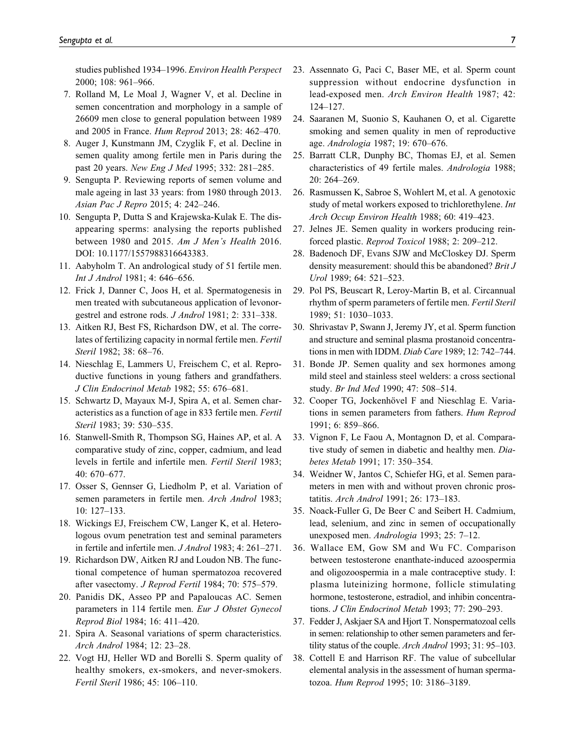studies published 1934–1996. *Environ Health Perspect* 2000; 108: 961–966.

7. Rolland M, Le Moal J, Wagner V, et al. Decline in semen concentration and morphology in a sample of 26609 men close to general population between 1989 and 2005 in France. *Hum Reprod* 2013; 28: 462–470.
8. Auger J, Kunstmann JM, Czyglik F, et al. Decline in semen quality among fertile men in Paris during the past 20 years. *New Eng J Med* 1995; 332: 281–285.
9. Sengupta P. Reviewing reports of semen volume and male ageing in last 33 years: from 1980 through 2013. *Asian Pac J Repro* 2015; 4: 242–246.
10. Sengupta P, Dutta S and Krajewska-Kulak E. The disappearing sperms: analysing the reports published between 1980 and 2015. *Am J Men's Health* 2016. DOI: 10.1177/1557988316643383.
11. Aabyholm T. An andrological study of 51 fertile men. *Int J Androl* 1981; 4: 646–656.
12. Frick J, Danner C, Joos H, et al. Spermatogenesis in men treated with subcutaneous application of levonorgestrel and estrone rods. *J Androl* 1981; 2: 331–338.
13. Aitken RJ, Best FS, Richardson DW, et al. The correlates of fertilizing capacity in normal fertile men. *Fertil Steril* 1982; 38: 68–76.
14. Nieschlag E, Lammers U, Freischem C, et al. Reproductive functions in young fathers and grandfathers. *J Clin Endocrinol Metab* 1982; 55: 676–681.
15. Schwartz D, Mayaux M-J, Spira A, et al. Semen characteristics as a function of age in 833 fertile men. *Fertil Steril* 1983; 39: 530–535.
16. Stanwell-Smith R, Thompson SG, Haines AP, et al. A comparative study of zinc, copper, cadmium, and lead levels in fertile and infertile men. *Fertil Steril* 1983; 40: 670–677.
17. Osser S, Gennser G, Liedholm P, et al. Variation of semen parameters in fertile men. *Arch Androl* 1983; 10: 127–133.
18. Wickings EJ, Freischem CW, Langer K, et al. Heterologous ovum penetration test and seminal parameters in fertile and infertile men. *J Androl* 1983; 4: 261–271.
19. Richardson DW, Aitken RJ and Loudon NB. The functional competence of human spermatozoa recovered after vasectomy. *J Reprod Fertil* 1984; 70: 575–579.
20. Panidis DK, Asseo PP and Papaloucas AC. Semen parameters in 114 fertile men. *Eur J Obstet Gynecol Reprod Biol* 1984; 16: 411–420.
21. Spira A. Seasonal variations of sperm characteristics. *Arch Androl* 1984; 12: 23–28.
22. Vogt HJ, Heller WD and Borelli S. Sperm quality of healthy smokers, ex-smokers, and never-smokers. *Fertil Steril* 1986; 45: 106–110.
23. Assennato G, Paci C, Baser ME, et al. Sperm count suppression without endocrine dysfunction in lead-exposed men. *Arch Environ Health* 1987; 42: 124–127.
24. Saaranen M, Suonio S, Kauhanen O, et al. Cigarette smoking and semen quality in men of reproductive age. *Andrologia* 1987; 19: 670–676.
25. Barratt CLR, Dunphy BC, Thomas EJ, et al. Semen characteristics of 49 fertile males. *Andrologia* 1988; 20: 264–269.
26. Rasmussen K, Sabroe S, Wohlert M, et al. A genotoxic study of metal workers exposed to trichlorethylene. *Int Arch Occup Environ Health* 1988; 60: 419–423.
27. Jelnes JE. Semen quality in workers producing reinforced plastic. *Reprod Toxicol* 1988; 2: 209–212.
28. Badenoch DF, Evans SJW and McCloskey DJ. Sperm density measurement: should this be abandoned? *Brit J Urol* 1989; 64: 521–523.
29. Pol PS, Beuscart R, Leroy-Martin B, et al. Circannual rhythm of sperm parameters of fertile men. *Fertil Steril* 1989; 51: 1030–1033.
30. Shrivastav P, Swann J, Jeremy JY, et al. Sperm function and structure and seminal plasma prostanoid concentrations in men with IDDM. *Diab Care* 1989; 12: 742–744.
31. Bonde JP. Semen quality and sex hormones among mild steel and stainless steel welders: a cross sectional study. *Br Ind Med* 1990; 47: 508–514.
32. Cooper TG, Jockenhövel F and Nieschlag E. Variations in semen parameters from fathers. *Hum Reprod* 1991; 6: 859–866.
33. Vignon F, Le Faou A, Montagnon D, et al. Comparative study of semen in diabetic and healthy men. *Diabetes Metab* 1991; 17: 350–354.
34. Weidner W, Jantos C, Schiefer HG, et al. Semen parameters in men with and without proven chronic prostatitis. *Arch Androl* 1991; 26: 173–183.
35. Noack-Fuller G, De Beer C and Seibert H. Cadmium, lead, selenium, and zinc in semen of occupationally unexposed men. *Andrologia* 1993; 25: 7–12.
36. Wallace EM, Gow SM and Wu FC. Comparison between testosterone enanthate-induced azoospermia and oligozoospermia in a male contraceptive study. I: plasma luteinizing hormone, follicle stimulating hormone, testosterone, estradiol, and inhibin concentrations. *J Clin Endocrinol Metab* 1993; 77: 290–293.
37. Fedder J, Askjaer SA and Hjort T. Nonspermatozoal cells in semen: relationship to other semen parameters and fertility status of the couple. *Arch Androl* 1993; 31: 95–103.
38. Cottell E and Harrison RF. The value of subcellular elemental analysis in the assessment of human spermatozoa. *Hum Reprod* 1995; 10: 3186–3189.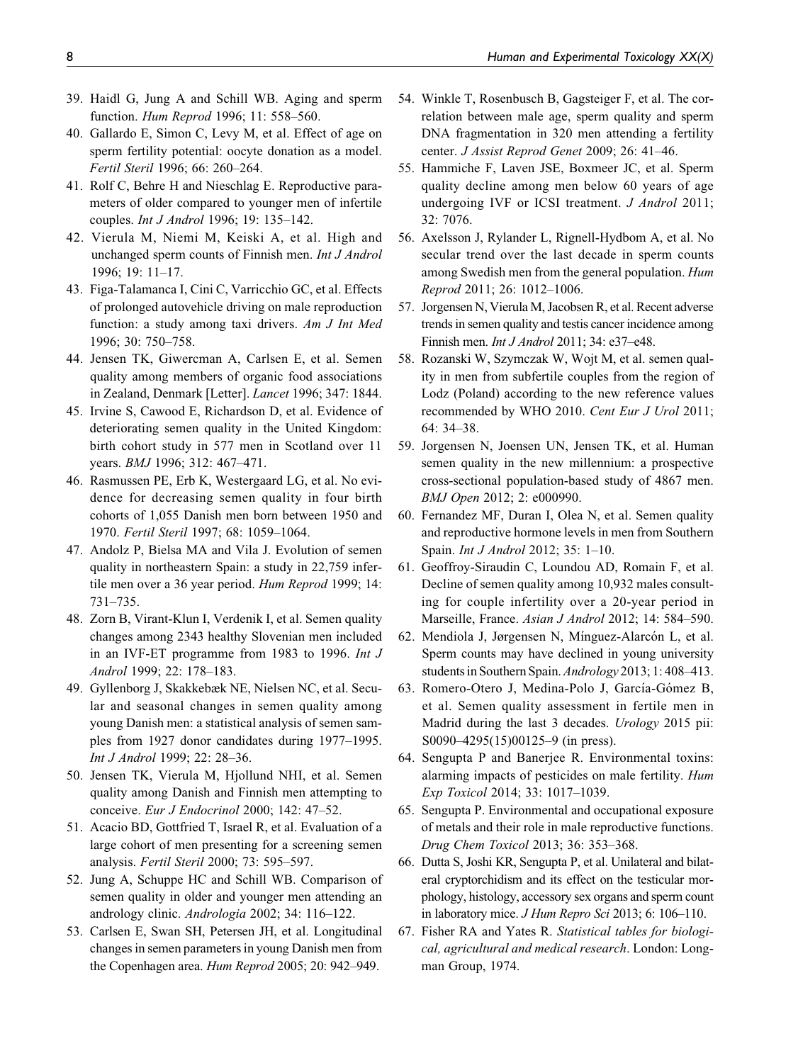39. Haidl G, Jung A and Schill WB. Aging and sperm function. *Hum Reprod* 1996; 11: 558–560.
40. Gallardo E, Simon C, Levy M, et al. Effect of age on sperm fertility potential: oocyte donation as a model. *Fertil Steril* 1996; 66: 260–264.
41. Rolf C, Behre H and Nieschlag E. Reproductive parameters of older compared to younger men of infertile couples. *Int J Androl* 1996; 19: 135–142.
42. Vierula M, Niemi M, Keiski A, et al. High and unchanged sperm counts of Finnish men. *Int J Androl* 1996; 19: 11–17.
43. Figa-Talamanca I, Cini C, Varricchio GC, et al. Effects of prolonged autovehicle driving on male reproduction function: a study among taxi drivers. *Am J Int Med* 1996; 30: 750–758.
44. Jensen TK, Giwercman A, Carlsen E, et al. Semen quality among members of organic food associations in Zealand, Denmark [Letter]. *Lancet* 1996; 347: 1844.
45. Irvine S, Cawood E, Richardson D, et al. Evidence of deteriorating semen quality in the United Kingdom: birth cohort study in 577 men in Scotland over 11 years. *BMJ* 1996; 312: 467–471.
46. Rasmussen PE, Erb K, Westergaard LG, et al. No evidence for decreasing semen quality in four birth cohorts of 1,055 Danish men born between 1950 and 1970. *Fertil Steril* 1997; 68: 1059–1064.
47. Andolz P, Bielsa MA and Vila J. Evolution of semen quality in northeastern Spain: a study in 22,759 infertile men over a 36 year period. *Hum Reprod* 1999; 14: 731–735.
48. Zorn B, Virant-Klun I, Verdenik I, et al. Semen quality changes among 2343 healthy Slovenian men included in an IVF-ET programme from 1983 to 1996. *Int J Androl* 1999; 22: 178–183.
49. Gyllenborg J, Skakkebæk NE, Nielsen NC, et al. Secular and seasonal changes in semen quality among young Danish men: a statistical analysis of semen samples from 1927 donor candidates during 1977–1995. *Int J Androl* 1999; 22: 28–36.
50. Jensen TK, Vierula M, Hjollund NHI, et al. Semen quality among Danish and Finnish men attempting to conceive. *Eur J Endocrinol* 2000; 142: 47–52.
51. Acacio BD, Gottfried T, Israel R, et al. Evaluation of a large cohort of men presenting for a screening semen analysis. *Fertil Steril* 2000; 73: 595–597.
52. Jung A, Schuppe HC and Schill WB. Comparison of semen quality in older and younger men attending an andrology clinic. *Andrologia* 2002; 34: 116–122.
53. Carlsen E, Swan SH, Petersen JH, et al. Longitudinal changes in semen parameters in young Danish men from the Copenhagen area. *Hum Reprod* 2005; 20: 942–949.
54. Winkle T, Rosenbusch B, Gagsteiger F, et al. The correlation between male age, sperm quality and sperm DNA fragmentation in 320 men attending a fertility center. *J Assist Reprod Genet* 2009; 26: 41–46.
55. Hammiche F, Laven JSE, Boxmeer JC, et al. Sperm quality decline among men below 60 years of age undergoing IVF or ICSI treatment. *J Androl* 2011; 32: 7076.
56. Axelsson J, Rylander L, Rignell-Hydbom A, et al. No secular trend over the last decade in sperm counts among Swedish men from the general population. *Hum Reprod* 2011; 26: 1012–1006.
57. Jorgensen N, Vierula M, Jacobsen R, et al. Recent adverse trends in semen quality and testis cancer incidence among Finnish men. *Int J Androl* 2011; 34: e37–e48.
58. Rozanski W, Szymczak W, Wojt M, et al. semen quality in men from subfertile couples from the region of Lodz (Poland) according to the new reference values recommended by WHO 2010. *Cent Eur J Urol* 2011; 64: 34–38.
59. Jorgensen N, Joensen UN, Jensen TK, et al. Human semen quality in the new millennium: a prospective cross-sectional population-based study of 4867 men. *BMJ Open* 2012; 2: e000990.
60. Fernandez MF, Duran I, Olea N, et al. Semen quality and reproductive hormone levels in men from Southern Spain. *Int J Androl* 2012; 35: 1–10.
61. Geoffroy-Siraudin C, Loundou AD, Romain F, et al. Decline of semen quality among 10,932 males consulting for couple infertility over a 20-year period in Marseille, France. *Asian J Androl* 2012; 14: 584–590.
62. Mendiola J, Jørgensen N, Mínguez-Alarcón L, et al. Sperm counts may have declined in young university students in Southern Spain. *Andrology* 2013; 1: 408–413.
63. Romero-Otero J, Medina-Polo J, García-Gómez B, et al. Semen quality assessment in fertile men in Madrid during the last 3 decades. *Urology* 2015 pii: S0090–4295(15)00125–9 (in press).
64. Sengupta P and Banerjee R. Environmental toxins: alarming impacts of pesticides on male fertility. *Hum Exp Toxicol* 2014; 33: 1017–1039.
65. Sengupta P. Environmental and occupational exposure of metals and their role in male reproductive functions. *Drug Chem Toxicol* 2013; 36: 353–368.
66. Dutta S, Joshi KR, Sengupta P, et al. Unilateral and bilateral cryptorchidism and its effect on the testicular morphology, histology, accessory sex organs and sperm count in laboratory mice. *J Hum Repro Sci* 2013; 6: 106–110.
67. Fisher RA and Yates R. *Statistical tables for biological, agricultural and medical research*. London: Longman Group, 1974.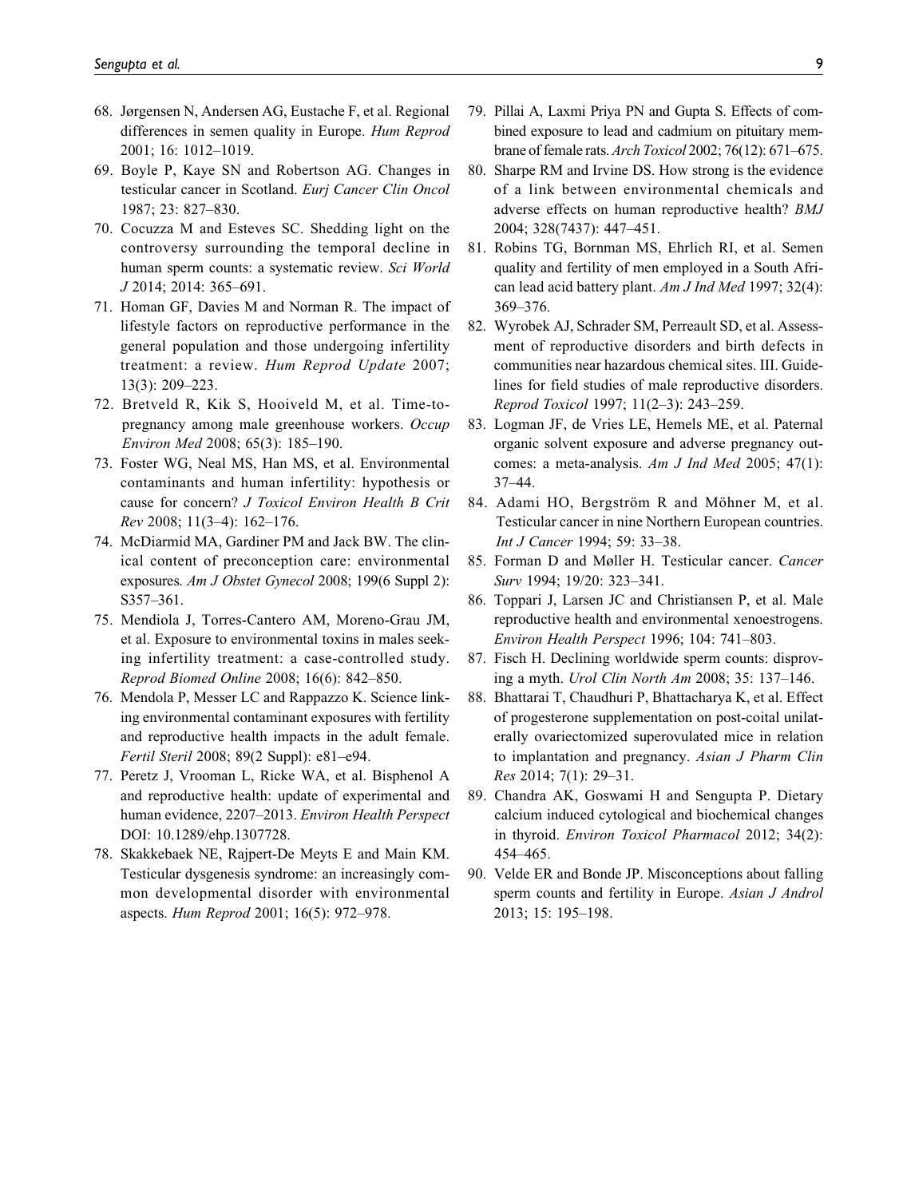68. Jørgensen N, Andersen AG, Eustache F, et al. Regional differences in semen quality in Europe. *Hum Reprod* 2001; 16: 1012–1019.
69. Boyle P, Kaye SN and Robertson AG. Changes in testicular cancer in Scotland. *Eurj Cancer Clin Oncol* 1987; 23: 827–830.
70. Cocuzza M and Esteves SC. Shedding light on the controversy surrounding the temporal decline in human sperm counts: a systematic review. *Sci World J* 2014; 2014: 365–691.
71. Homan GF, Davies M and Norman R. The impact of lifestyle factors on reproductive performance in the general population and those undergoing infertility treatment: a review. *Hum Reprod Update* 2007; 13(3): 209–223.
72. Bretveld R, Kik S, Hooiveld M, et al. Time-to-pregnancy among male greenhouse workers. *Occup Environ Med* 2008; 65(3): 185–190.
73. Foster WG, Neal MS, Han MS, et al. Environmental contaminants and human infertility: hypothesis or cause for concern? *J Toxicol Environ Health B Crit Rev* 2008; 11(3–4): 162–176.
74. McDiarmid MA, Gardiner PM and Jack BW. The clinical content of preconception care: environmental exposures. *Am J Obstet Gynecol* 2008; 199(6 Suppl 2): S357–361.
75. Mendiola J, Torres-Cantero AM, Moreno-Grau JM, et al. Exposure to environmental toxins in males seeking infertility treatment: a case-controlled study. *Reprod Biomed Online* 2008; 16(6): 842–850.
76. Mendola P, Messer LC and Rappazzo K. Science linking environmental contaminant exposures with fertility and reproductive health impacts in the adult female. *Fertil Steril* 2008; 89(2 Suppl): e81–e94.
77. Peretz J, Vrooman L, Ricke WA, et al. Bisphenol A and reproductive health: update of experimental and human evidence, 2207–2013. *Environ Health Perspect* DOI: 10.1289/ehp.1307728.
78. Skakkebaek NE, Rajpert-De Meyts E and Main KM. Testicular dysgenesis syndrome: an increasingly common developmental disorder with environmental aspects. *Hum Reprod* 2001; 16(5): 972–978.
79. Pillai A, Laxmi Priya PN and Gupta S. Effects of combined exposure to lead and cadmium on pituitary membrane of female rats. *Arch Toxicol* 2002; 76(12): 671–675.
80. Sharpe RM and Irvine DS. How strong is the evidence of a link between environmental chemicals and adverse effects on human reproductive health? *BMJ* 2004; 328(7437): 447–451.
81. Robins TG, Bornman MS, Ehrlich RI, et al. Semen quality and fertility of men employed in a South African lead acid battery plant. *Am J Ind Med* 1997; 32(4): 369–376.
82. Wyrobek AJ, Schrader SM, Perreault SD, et al. Assessment of reproductive disorders and birth defects in communities near hazardous chemical sites. III. Guidelines for field studies of male reproductive disorders. *Reprod Toxicol* 1997; 11(2–3): 243–259.
83. Logman JF, de Vries LE, Hemels ME, et al. Paternal organic solvent exposure and adverse pregnancy outcomes: a meta-analysis. *Am J Ind Med* 2005; 47(1): 37–44.
84. Adami HO, Bergström R and Möhner M, et al. Testicular cancer in nine Northern European countries. *Int J Cancer* 1994; 59: 33–38.
85. Forman D and Møller H. Testicular cancer. *Cancer Surv* 1994; 19/20: 323–341.
86. Toppari J, Larsen JC and Christiansen P, et al. Male reproductive health and environmental xenoestrogens. *Environ Health Perspect* 1996; 104: 741–803.
87. Fisch H. Declining worldwide sperm counts: disproving a myth. *Urol Clin North Am* 2008; 35: 137–146.
88. Bhattarai T, Chaudhuri P, Bhattacharya K, et al. Effect of progesterone supplementation on post-coital unilaterally ovariectomized superovulated mice in relation to implantation and pregnancy. *Asian J Pharm Clin Res* 2014; 7(1): 29–31.
89. Chandra AK, Goswami H and Sengupta P. Dietary calcium induced cytological and biochemical changes in thyroid. *Environ Toxicol Pharmacol* 2012; 34(2): 454–465.
90. Velde ER and Bonde JP. Misconceptions about falling sperm counts and fertility in Europe. *Asian J Androl* 2013; 15: 195–198.